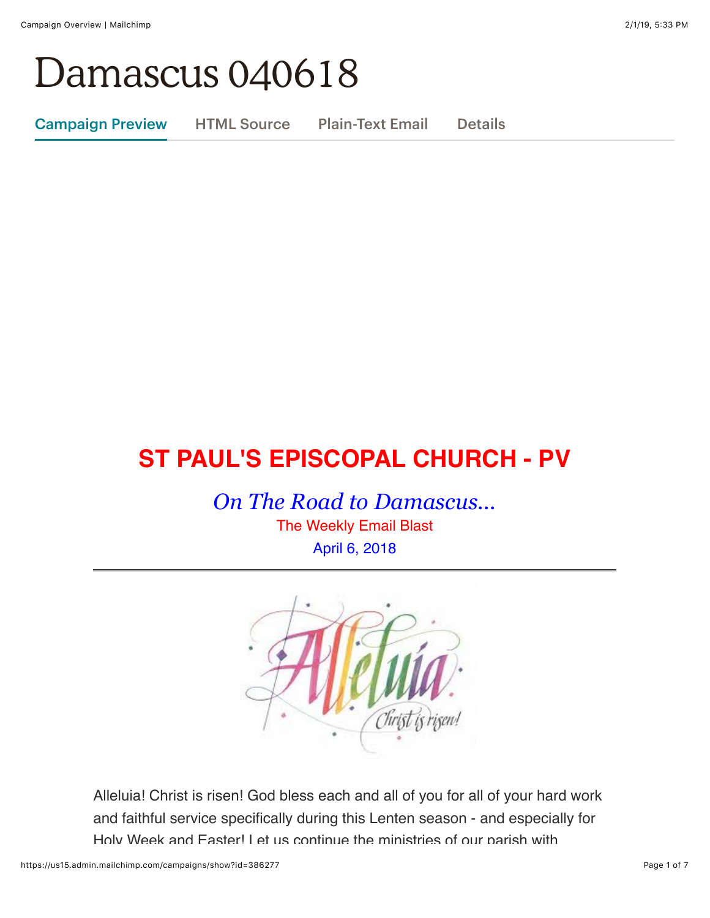# Damascus 040618

Campaign Preview | HTML Source | Plain-Text Email | Details

## ST PAUL'S EPISCOPAL CHURCH - PV

*On The Road to Damascus...*

The Weekly Email Blast

April 6, 2018

---

Alleluia! Christ is risen! God bless each and all of you for all of your hard work and faithful service specifically during this Lenten season - and especially for Holy Week and Easter! Let us continue the ministries of our parish with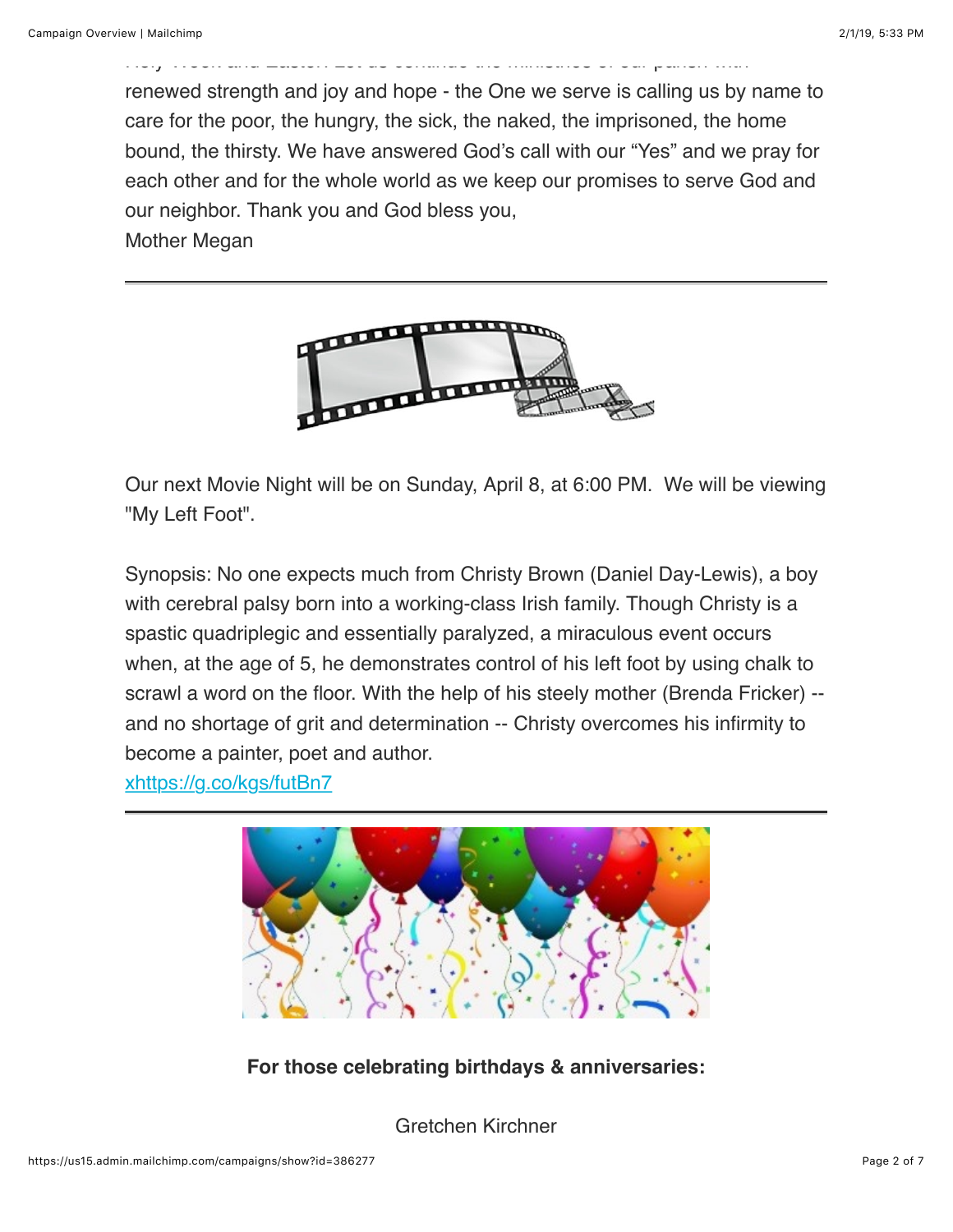renewed strength and joy and hope - the One we serve is calling us by name to care for the poor, the hungry, the sick, the naked, the imprisoned, the home bound, the thirsty. We have answered God's call with our "Yes" and we pray for each other and for the whole world as we keep our promises to serve God and our neighbor. Thank you and God bless you,
Mother Megan

---

Our next Movie Night will be on Sunday, April 8, at 6:00 PM. We will be viewing "My Left Foot".

Synopsis: No one expects much from Christy Brown (Daniel Day-Lewis), a boy with cerebral palsy born into a working-class Irish family. Though Christy is a spastic quadriplegic and essentially paralyzed, a miraculous event occurs when, at the age of 5, he demonstrates control of his left foot by using chalk to scrawl a word on the floor. With the help of his steely mother (Brenda Fricker) -- and no shortage of grit and determination -- Christy overcomes his infirmity to become a painter, poet and author.
xhttps://g.co/kgs/futBn7

---

**For those celebrating birthdays & anniversaries:**

Gretchen Kirchner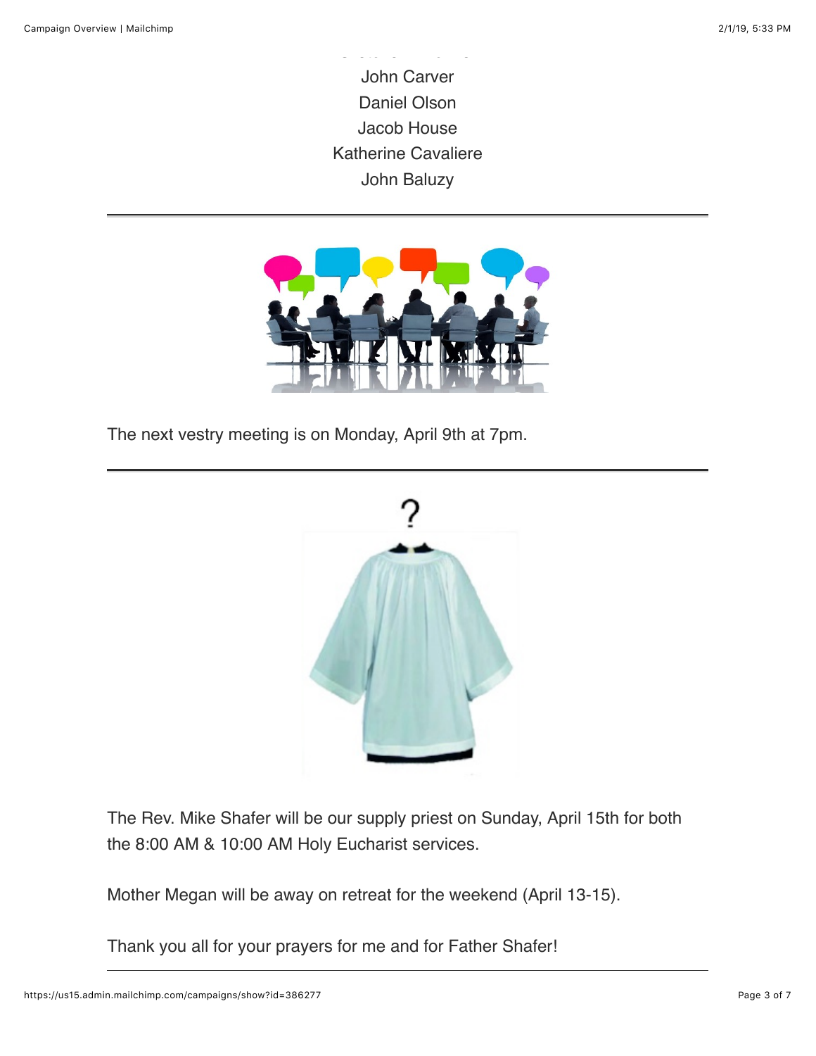John Carver
Daniel Olson
Jacob House
Katherine Cavaliere
John Baluzy

---

The next vestry meeting is on Monday, April 9th at 7pm.

---

The Rev. Mike Shafer will be our supply priest on Sunday, April 15th for both the 8:00 AM & 10:00 AM Holy Eucharist services.

Mother Megan will be away on retreat for the weekend (April 13-15).

Thank you all for your prayers for me and for Father Shafer!

---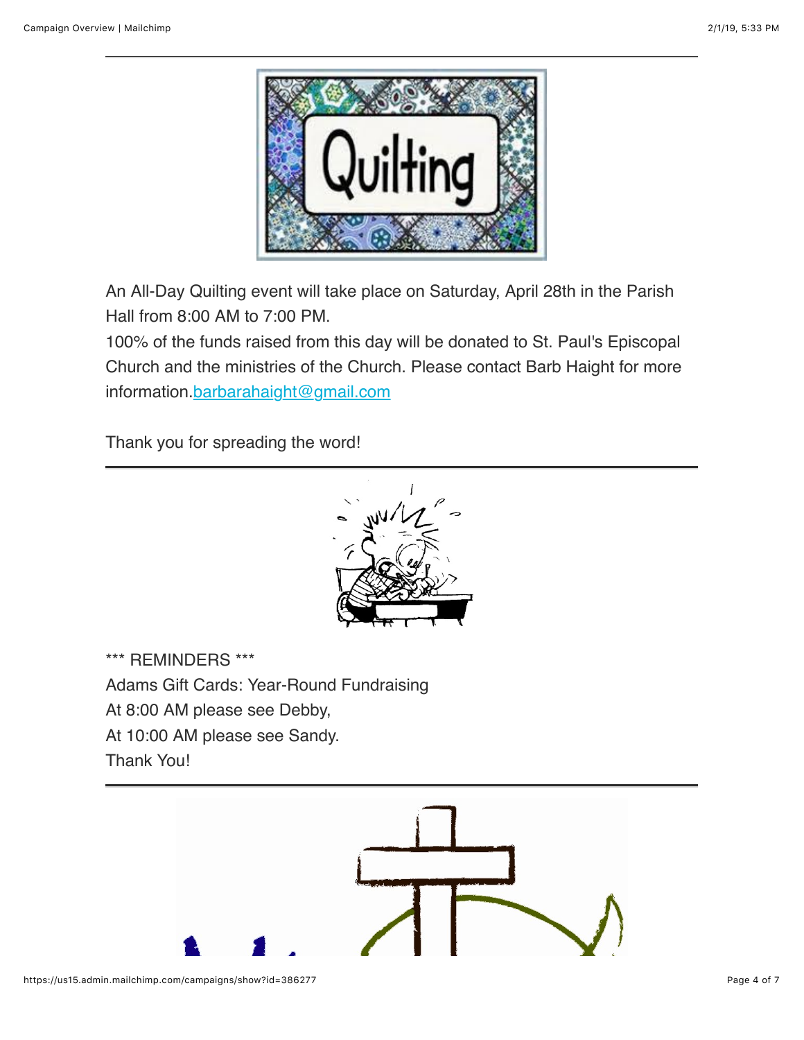An All-Day Quilting event will take place on Saturday, April 28th in the Parish Hall from 8:00 AM to 7:00 PM.
100% of the funds raised from this day will be donated to St. Paul's Episcopal Church and the ministries of the Church. Please contact Barb Haight for more information.barbarahaight@gmail.com

Thank you for spreading the word!

---

*** REMINDERS ***
Adams Gift Cards: Year-Round Fundraising
At 8:00 AM please see Debby,
At 10:00 AM please see Sandy.
Thank You!

---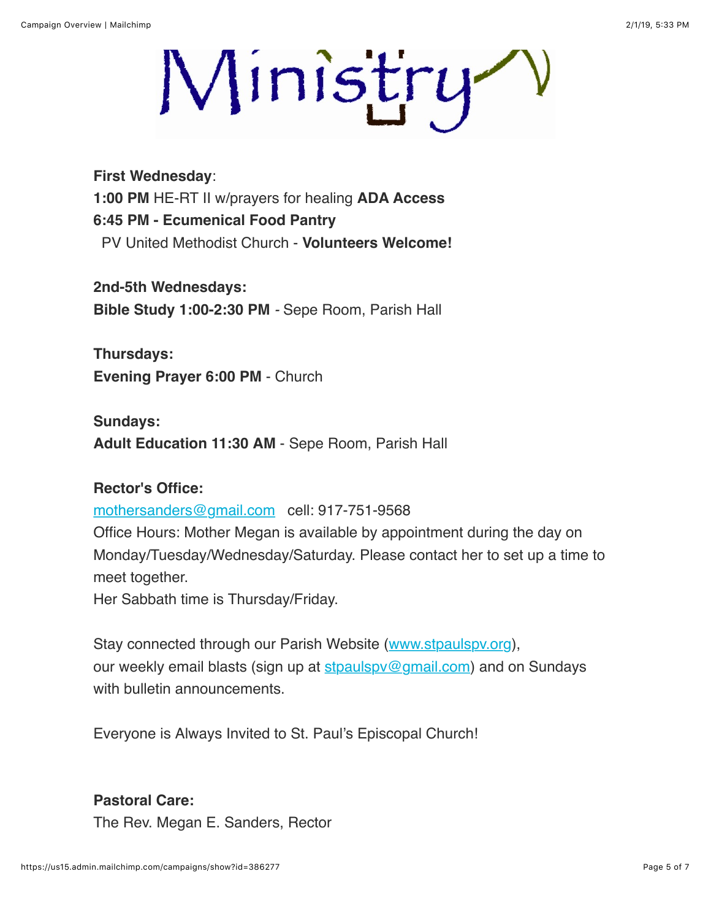Ministry

**First Wednesday**:
**1:00 PM** HE-RT II w/prayers for healing **ADA Access**
**6:45 PM - Ecumenical Food Pantry**
PV United Methodist Church - **Volunteers Welcome!**

**2nd-5th Wednesdays:**
**Bible Study 1:00-2:30 PM** - Sepe Room, Parish Hall

**Thursdays:**
**Evening Prayer 6:00 PM** - Church

**Sundays:**
**Adult Education 11:30 AM** - Sepe Room, Parish Hall

**Rector's Office:**
mothersanders@gmail.com cell: 917-751-9568
Office Hours: Mother Megan is available by appointment during the day on Monday/Tuesday/Wednesday/Saturday. Please contact her to set up a time to meet together.
Her Sabbath time is Thursday/Friday.

Stay connected through our Parish Website (www.stpaulspv.org), our weekly email blasts (sign up at stpaulspv@gmail.com) and on Sundays with bulletin announcements.

Everyone is Always Invited to St. Paul's Episcopal Church!

**Pastoral Care:**
The Rev. Megan E. Sanders, Rector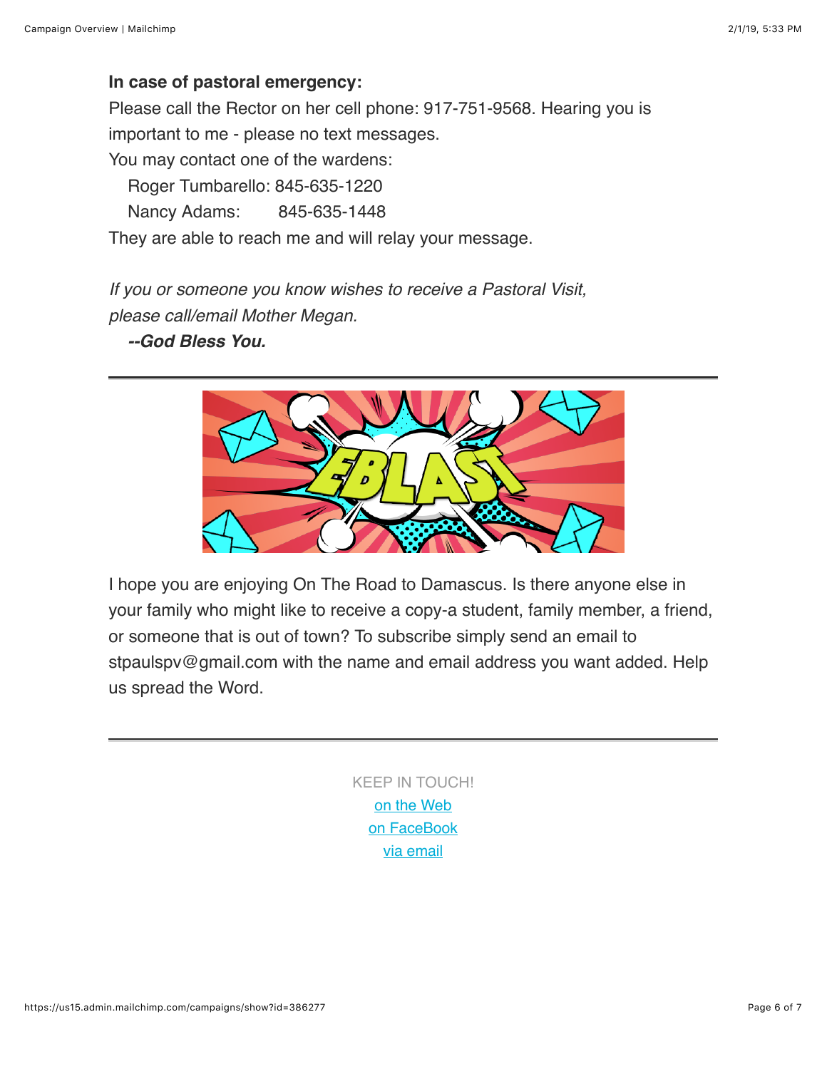**In case of pastoral emergency:**

Please call the Rector on her cell phone: 917-751-9568. Hearing you is important to me - please no text messages.

You may contact one of the wardens:

Roger Tumbarello: 845-635-1220

Nancy Adams: 845-635-1448

They are able to reach me and will relay your message.

*If you or someone you know wishes to receive a Pastoral Visit, please call/email Mother Megan.*

***--God Bless You.***

---

I hope you are enjoying On The Road to Damascus. Is there anyone else in your family who might like to receive a copy-a student, family member, a friend, or someone that is out of town? To subscribe simply send an email to stpaulspv@gmail.com with the name and email address you want added. Help us spread the Word.

---

KEEP IN TOUCH!

on the Web

on FaceBook

via email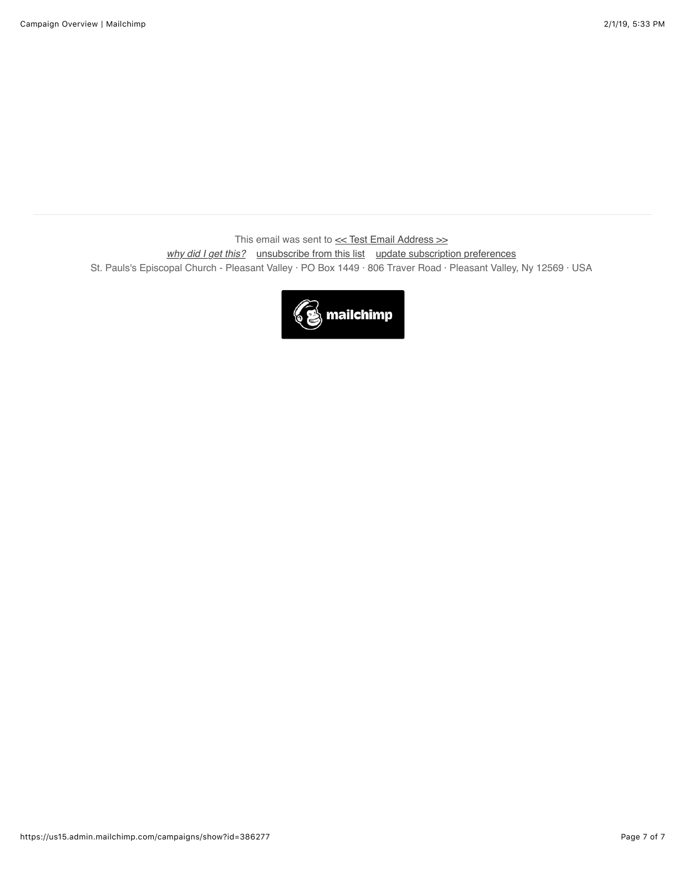This email was sent to << Test Email Address >>

*why did I get this?* unsubscribe from this list update subscription preferences

St. Pauls's Episcopal Church - Pleasant Valley · PO Box 1449 · 806 Traver Road · Pleasant Valley, Ny 12569 · USA